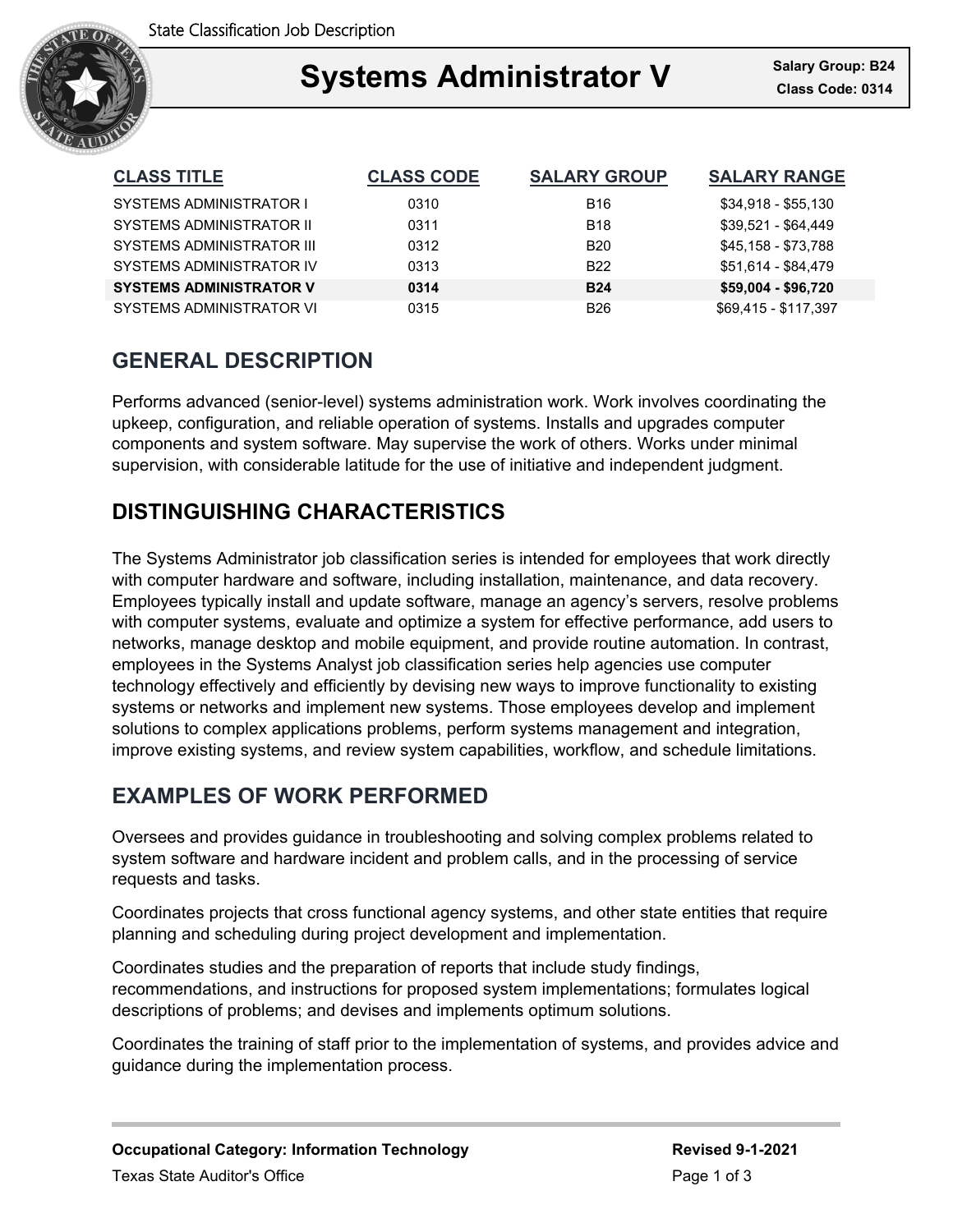# Systems Administrator V

**Salary Group: B24**
**Class Code: 0314**

| CLASS TITLE | CLASS CODE | SALARY GROUP | SALARY RANGE |
| --- | --- | --- | --- |
| SYSTEMS ADMINISTRATOR I | 0310 | B16 | $34,918 - $55,130 |
| SYSTEMS ADMINISTRATOR II | 0311 | B18 | $39,521 - $64,449 |
| SYSTEMS ADMINISTRATOR III | 0312 | B20 | $45,158 - $73,788 |
| SYSTEMS ADMINISTRATOR IV | 0313 | B22 | $51,614 - $84,479 |
| **SYSTEMS ADMINISTRATOR V** | **0314** | **B24** | **$59,004 - $96,720** |
| SYSTEMS ADMINISTRATOR VI | 0315 | B26 | $69,415 - $117,397 |

## GENERAL DESCRIPTION

Performs advanced (senior-level) systems administration work. Work involves coordinating the upkeep, configuration, and reliable operation of systems. Installs and upgrades computer components and system software. May supervise the work of others. Works under minimal supervision, with considerable latitude for the use of initiative and independent judgment.

## DISTINGUISHING CHARACTERISTICS

The Systems Administrator job classification series is intended for employees that work directly with computer hardware and software, including installation, maintenance, and data recovery. Employees typically install and update software, manage an agency's servers, resolve problems with computer systems, evaluate and optimize a system for effective performance, add users to networks, manage desktop and mobile equipment, and provide routine automation. In contrast, employees in the Systems Analyst job classification series help agencies use computer technology effectively and efficiently by devising new ways to improve functionality to existing systems or networks and implement new systems. Those employees develop and implement solutions to complex applications problems, perform systems management and integration, improve existing systems, and review system capabilities, workflow, and schedule limitations.

## EXAMPLES OF WORK PERFORMED

Oversees and provides guidance in troubleshooting and solving complex problems related to system software and hardware incident and problem calls, and in the processing of service requests and tasks.

Coordinates projects that cross functional agency systems, and other state entities that require planning and scheduling during project development and implementation.

Coordinates studies and the preparation of reports that include study findings, recommendations, and instructions for proposed system implementations; formulates logical descriptions of problems; and devises and implements optimum solutions.

Coordinates the training of staff prior to the implementation of systems, and provides advice and guidance during the implementation process.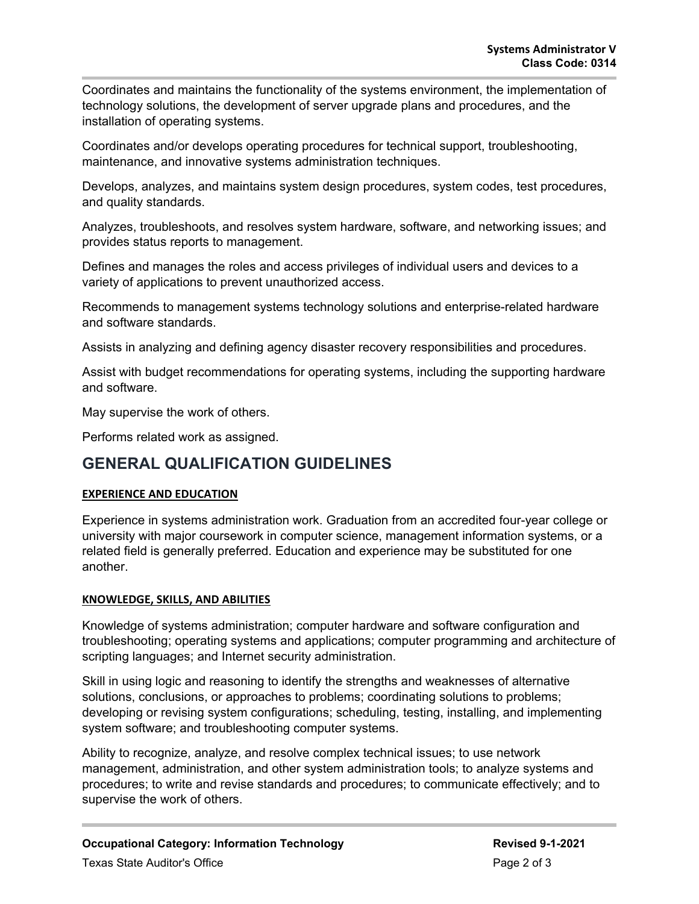Coordinates and maintains the functionality of the systems environment, the implementation of technology solutions, the development of server upgrade plans and procedures, and the installation of operating systems.

Coordinates and/or develops operating procedures for technical support, troubleshooting, maintenance, and innovative systems administration techniques.

Develops, analyzes, and maintains system design procedures, system codes, test procedures, and quality standards.

Analyzes, troubleshoots, and resolves system hardware, software, and networking issues; and provides status reports to management.

Defines and manages the roles and access privileges of individual users and devices to a variety of applications to prevent unauthorized access.

Recommends to management systems technology solutions and enterprise-related hardware and software standards.

Assists in analyzing and defining agency disaster recovery responsibilities and procedures.

Assist with budget recommendations for operating systems, including the supporting hardware and software.

May supervise the work of others.

Performs related work as assigned.

## GENERAL QUALIFICATION GUIDELINES

### EXPERIENCE AND EDUCATION

Experience in systems administration work. Graduation from an accredited four-year college or university with major coursework in computer science, management information systems, or a related field is generally preferred. Education and experience may be substituted for one another.

### KNOWLEDGE, SKILLS, AND ABILITIES

Knowledge of systems administration; computer hardware and software configuration and troubleshooting; operating systems and applications; computer programming and architecture of scripting languages; and Internet security administration.

Skill in using logic and reasoning to identify the strengths and weaknesses of alternative solutions, conclusions, or approaches to problems; coordinating solutions to problems; developing or revising system configurations; scheduling, testing, installing, and implementing system software; and troubleshooting computer systems.

Ability to recognize, analyze, and resolve complex technical issues; to use network management, administration, and other system administration tools; to analyze systems and procedures; to write and revise standards and procedures; to communicate effectively; and to supervise the work of others.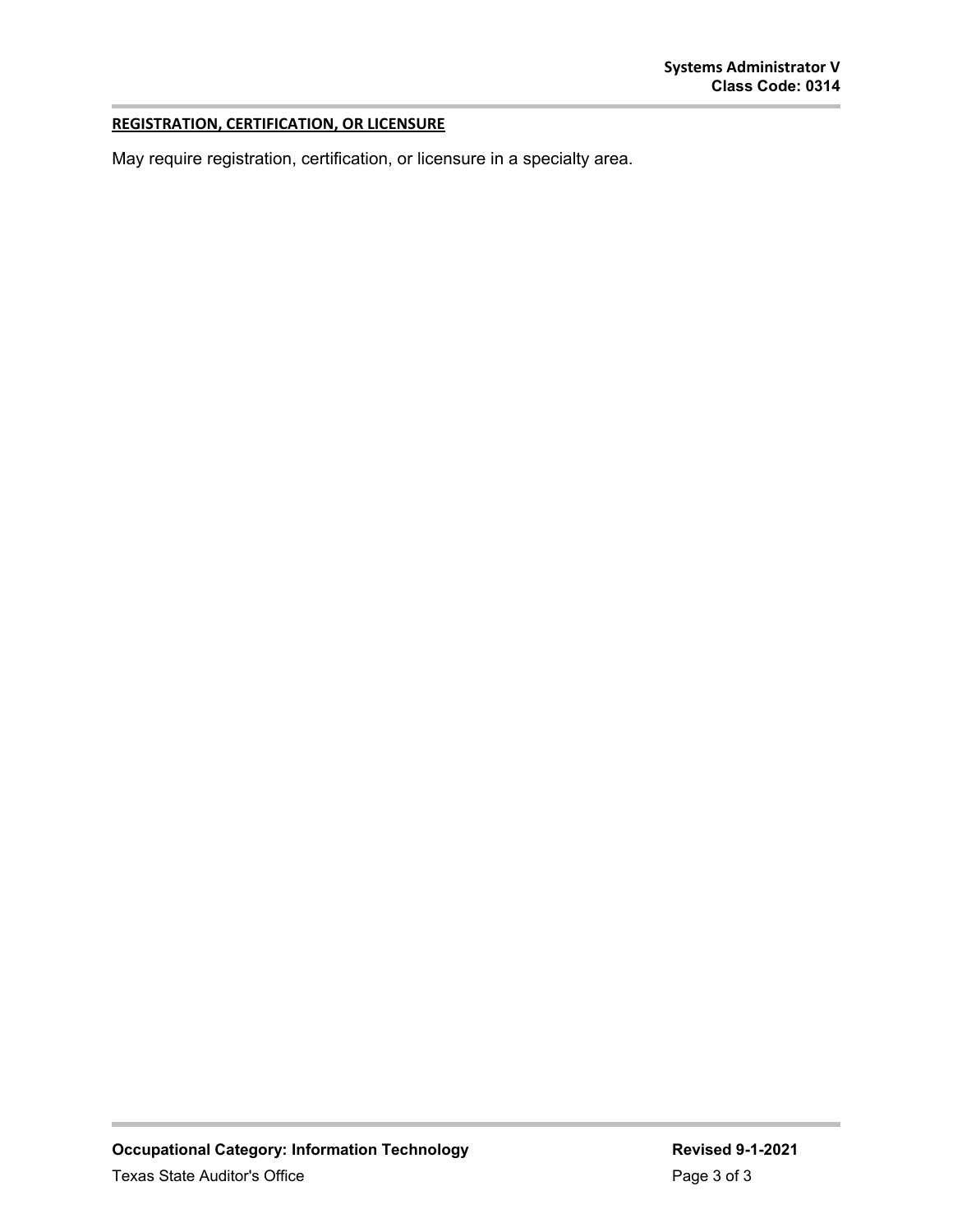## REGISTRATION, CERTIFICATION, OR LICENSURE

May require registration, certification, or licensure in a specialty area.